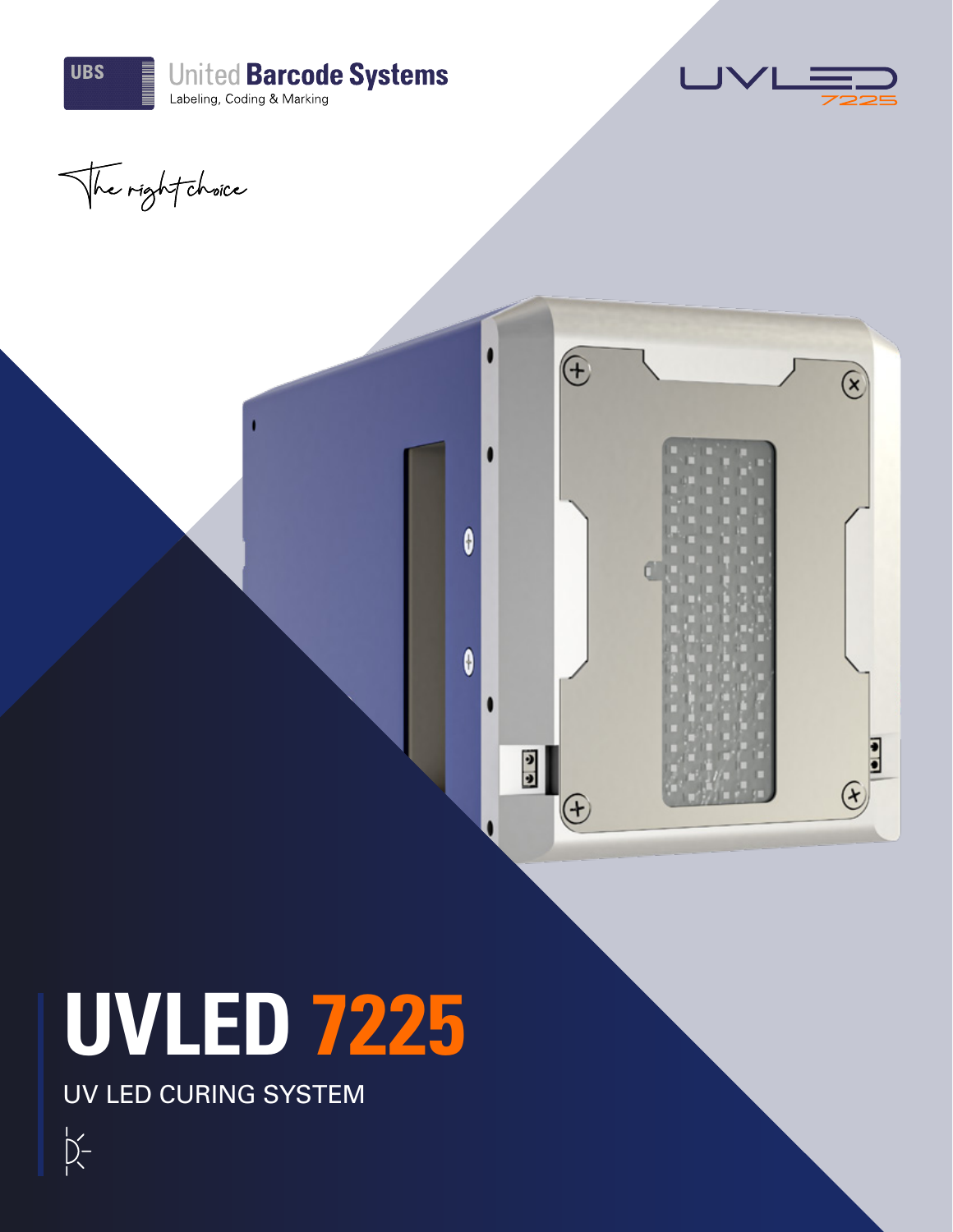United Barcode Systems

Labeling, Coding & Marking

UVLED 7225

The right choice

# UVLED 7225

UV LED CURING SYSTEM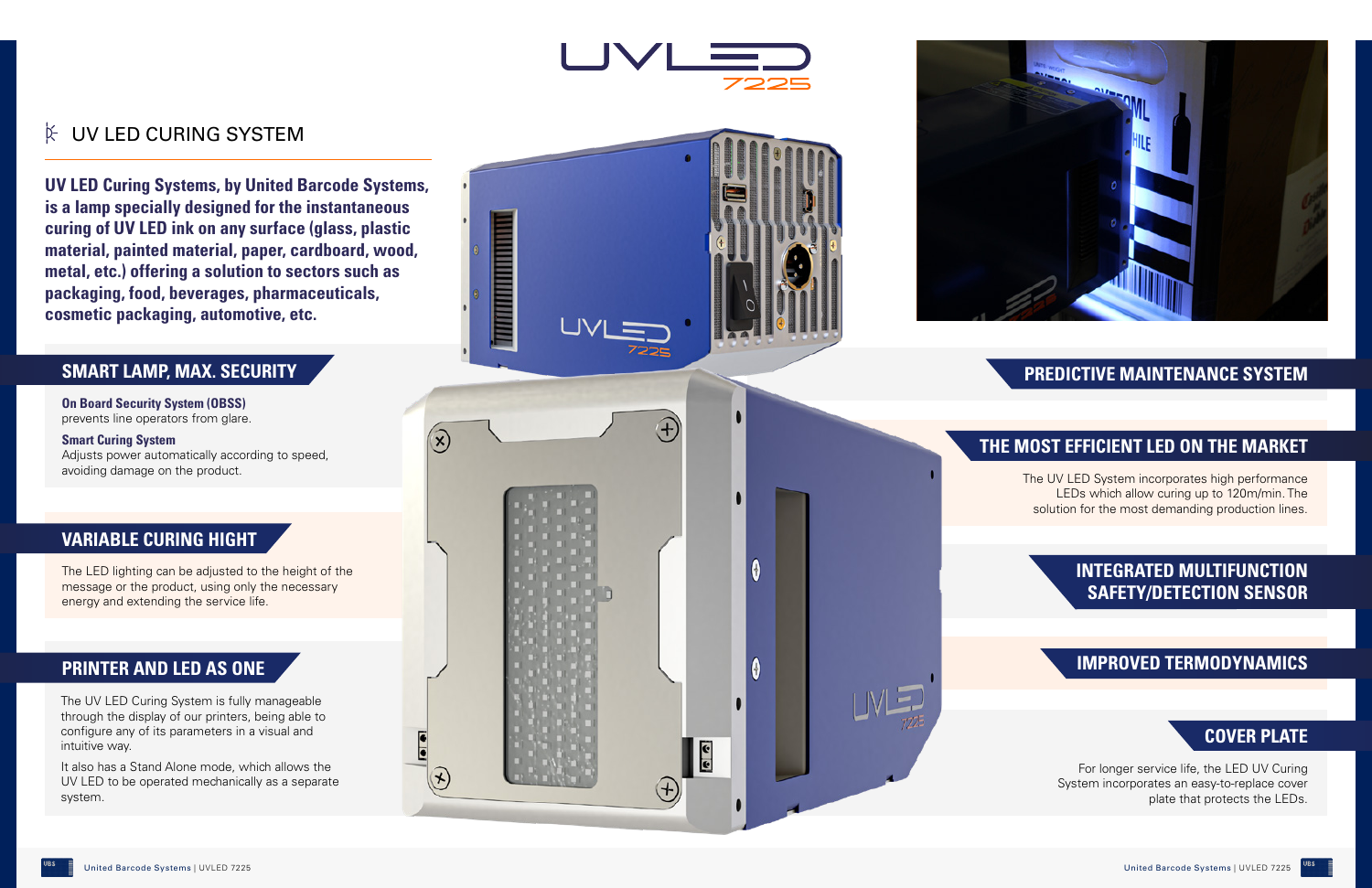# UVLED 7225

## UV LED CURING SYSTEM

**UV LED Curing Systems, by United Barcode Systems, is a lamp specially designed for the instantaneous curing of UV LED ink on any surface (glass, plastic material, painted material, paper, cardboard, wood, metal, etc.) offering a solution to sectors such as packaging, food, beverages, pharmaceuticals, cosmetic packaging, automotive, etc.**

### SMART LAMP, MAX. SECURITY

**On Board Security System (OBSS)**
prevents line operators from glare.

**Smart Curing System**
Adjusts power automatically according to speed, avoiding damage on the product.

### VARIABLE CURING HIGHT

The LED lighting can be adjusted to the height of the message or the product, using only the necessary energy and extending the service life.

### PRINTER AND LED AS ONE

The UV LED Curing System is fully manageable through the display of our printers, being able to configure any of its parameters in a visual and intuitive way.

It also has a Stand Alone mode, which allows the UV LED to be operated mechanically as a separate system.

### PREDICTIVE MAINTENANCE SYSTEM

### THE MOST EFFICIENT LED ON THE MARKET

The UV LED System incorporates high performance LEDs which allow curing up to 120m/min. The solution for the most demanding production lines.

### INTEGRATED MULTIFUNCTION SAFETY/DETECTION SENSOR

### IMPROVED TERMODYNAMICS

### COVER PLATE

For longer service life, the LED UV Curing System incorporates an easy-to-replace cover plate that protects the LEDs.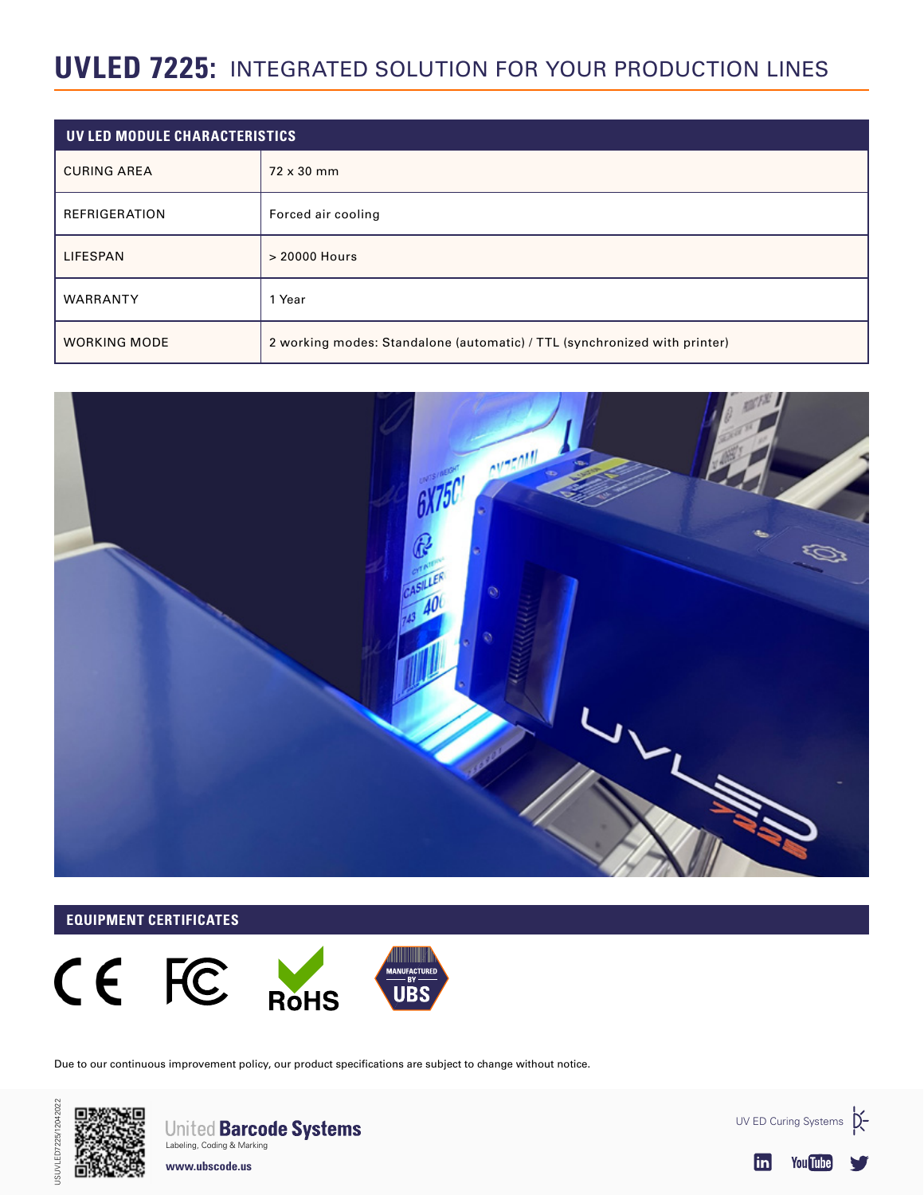# UVLED 7225: INTEGRATED SOLUTION FOR YOUR PRODUCTION LINES

| UV LED MODULE CHARACTERISTICS | |
|---|---|
| CURING AREA | 72 x 30 mm |
| REFRIGERATION | Forced air cooling |
| LIFESPAN | > 20000 Hours |
| WARRANTY | 1 Year |
| WORKING MODE | 2 working modes: Standalone (automatic) / TTL (synchronized with printer) |

## EQUIPMENT CERTIFICATES

CE FC RoHS MANUFACTURED BY UBS

Due to our continuous improvement policy, our product specifications are subject to change without notice.

USUVLED7225/12042022

United Barcode Systems
Labeling, Coding & Marking
www.ubscode.us

UV ED Curing Systems